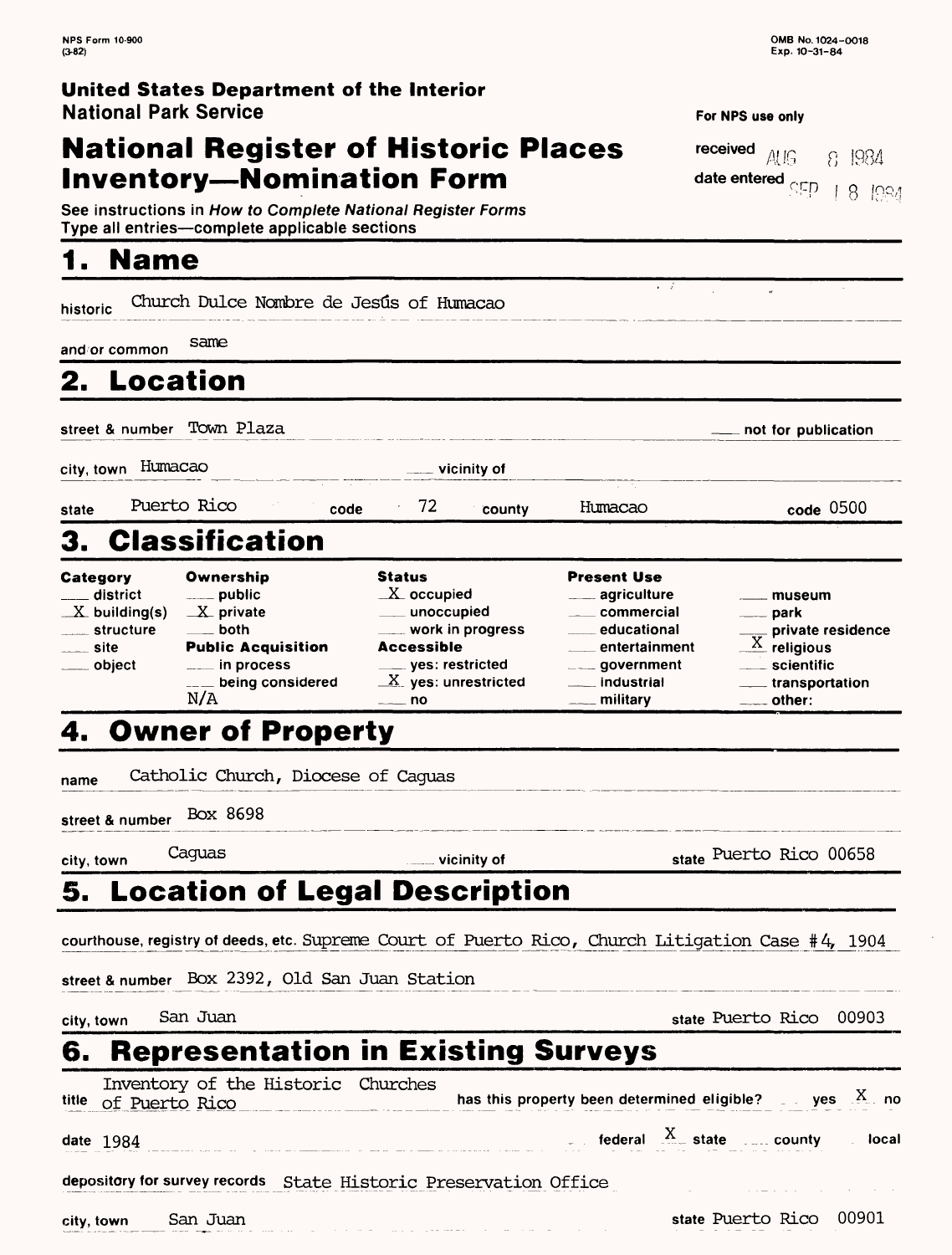NPS Form 10-900 (3-82)

OMB No. 1024-0018
Exp. 10-31-84

**United States Department of the Interior**
National Park Service

**For NPS use only**

received AUG 8 1984

date entered SEP 18 1984

# National Register of Historic Places Inventory—Nomination Form

See instructions in *How to Complete National Register Forms*
Type all entries—complete applicable sections

## 1. Name

historic Church Dulce Nombre de Jesús of Humacao

and/or common same

## 2. Location

street & number Town Plaza ___ not for publication

city, town Humacao ___ vicinity of

state Puerto Rico code 72 county Humacao code 0500

## 3. Classification

| Category | Ownership | Status | Present Use | |
|---|---|---|---|---|
| ___ district | ___ public | X occupied | ___ agriculture | ___ museum |
| X building(s) | X private | ___ unoccupied | ___ commercial | ___ park |
| ___ structure | ___ both | ___ work in progress | ___ educational | ___ private residence |
| ___ site | **Public Acquisition** | **Accessible** | ___ entertainment | X religious |
| ___ object | ___ in process | ___ yes: restricted | ___ government | ___ scientific |
| | ___ being considered | X yes: unrestricted | ___ industrial | ___ transportation |
| | N/A | ___ no | ___ military | ___ other: |

## 4. Owner of Property

name Catholic Church, Diocese of Caguas

street & number Box 8698

city, town Caguas ___ vicinity of state Puerto Rico 00658

## 5. Location of Legal Description

courthouse, registry of deeds, etc. Supreme Court of Puerto Rico, Church Litigation Case #4, 1904

street & number Box 2392, Old San Juan Station

city, town San Juan state Puerto Rico 00903

## 6. Representation in Existing Surveys

title Inventory of the Historic Churches of Puerto Rico has this property been determined eligible? ___ yes X no

date 1984 ___ federal X state ___ county ___ local

depository for survey records State Historic Preservation Office

city, town San Juan state Puerto Rico 00901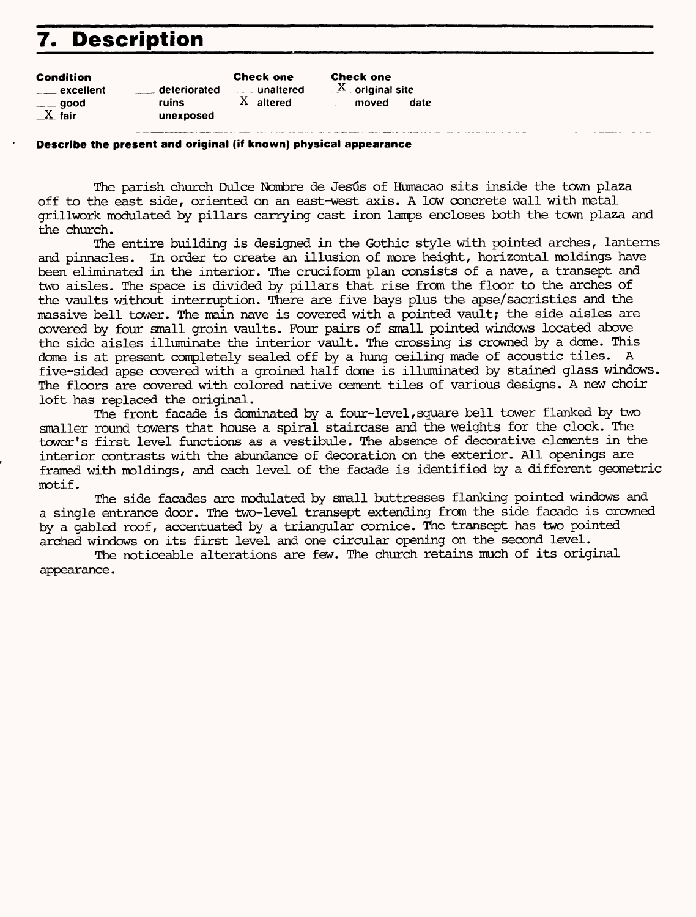## 7. Description

| Condition | | Check one | Check one |
|---|---|---|---|
| ___ excellent | ___ deteriorated | ___ unaltered | X original site |
| ___ good | ___ ruins | X altered | ___ moved date |
| X fair | ___ unexposed | | |

**Describe the present and original (if known) physical appearance**

The parish church Dulce Nombre de Jesús of Humacao sits inside the town plaza off to the east side, oriented on an east-west axis. A low concrete wall with metal grillwork modulated by pillars carrying cast iron lamps encloses both the town plaza and the church.

The entire building is designed in the Gothic style with pointed arches, lanterns and pinnacles. In order to create an illusion of more height, horizontal moldings have been eliminated in the interior. The cruciform plan consists of a nave, a transept and two aisles. The space is divided by pillars that rise from the floor to the arches of the vaults without interruption. There are five bays plus the apse/sacristies and the massive bell tower. The main nave is covered with a pointed vault; the side aisles are covered by four small groin vaults. Four pairs of small pointed windows located above the side aisles illuminate the interior vault. The crossing is crowned by a dome. This dome is at present completely sealed off by a hung ceiling made of acoustic tiles. A five-sided apse covered with a groined half dome is illuminated by stained glass windows. The floors are covered with colored native cement tiles of various designs. A new choir loft has replaced the original.

The front facade is dominated by a four-level, square bell tower flanked by two smaller round towers that house a spiral staircase and the weights for the clock. The tower's first level functions as a vestibule. The absence of decorative elements in the interior contrasts with the abundance of decoration on the exterior. All openings are framed with moldings, and each level of the facade is identified by a different geometric motif.

The side facades are modulated by small buttresses flanking pointed windows and a single entrance door. The two-level transept extending from the side facade is crowned by a gabled roof, accentuated by a triangular cornice. The transept has two pointed arched windows on its first level and one circular opening on the second level.

The noticeable alterations are few. The church retains much of its original appearance.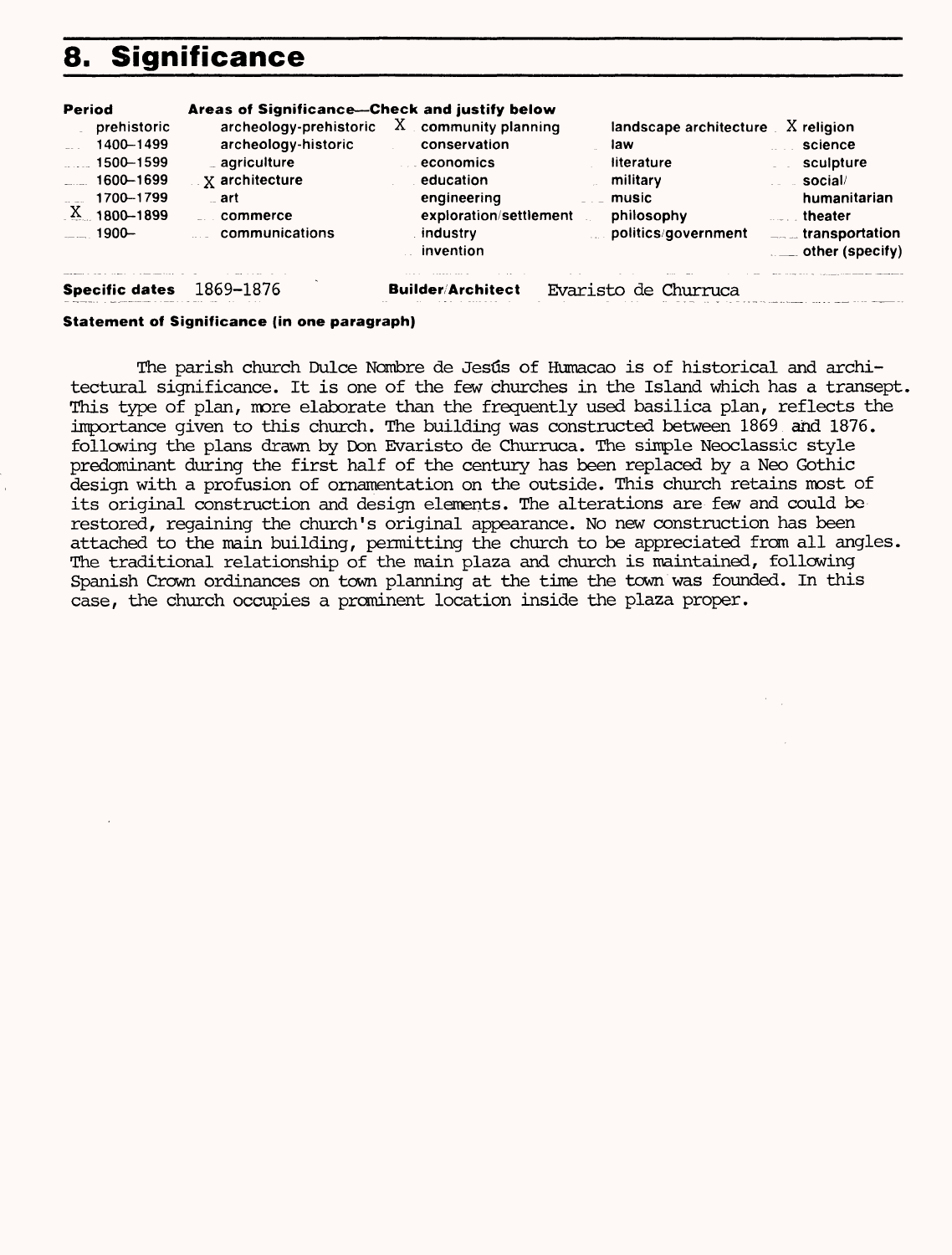# 8. Significance

| Period | Areas of Significance—Check and justify below | | | |
|---|---|---|---|---|
| prehistoric | archeology-prehistoric | X community planning | landscape architecture | X religion |
| 1400–1499 | archeology-historic | conservation | law | science |
| 1500–1599 | agriculture | economics | literature | sculpture |
| 1600–1699 | X architecture | education | military | social/ humanitarian |
| 1700–1799 | art | engineering | music | theater |
| X 1800–1899 | commerce | exploration/settlement | philosophy | transportation |
| 1900– | communications | industry | politics/government | other (specify) |
| | | invention | | |

**Specific dates** 1869–1876 **Builder/Architect** Evaristo de Churruca

**Statement of Significance (in one paragraph)**

The parish church Dulce Nombre de Jesús of Humacao is of historical and architectural significance. It is one of the few churches in the Island which has a transept. This type of plan, more elaborate than the frequently used basilica plan, reflects the importance given to this church. The building was constructed between 1869 and 1876. following the plans drawn by Don Evaristo de Churruca. The simple Neoclassic style predominant during the first half of the century has been replaced by a Neo Gothic design with a profusion of ornamentation on the outside. This church retains most of its original construction and design elements. The alterations are few and could be restored, regaining the church's original appearance. No new construction has been attached to the main building, permitting the church to be appreciated from all angles. The traditional relationship of the main plaza and church is maintained, following Spanish Crown ordinances on town planning at the time the town was founded. In this case, the church occupies a prominent location inside the plaza proper.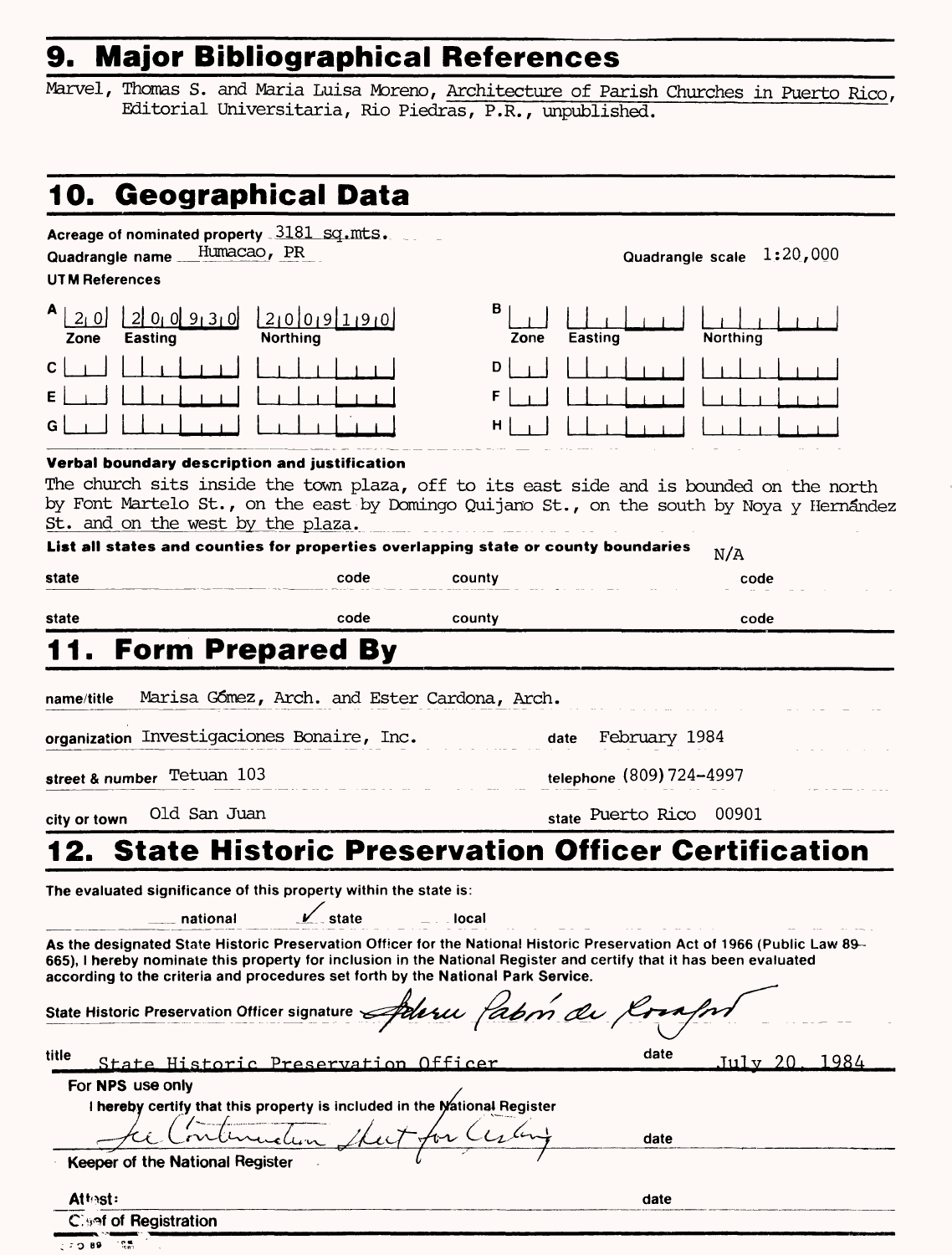## 9. Major Bibliographical References

Marvel, Thomas S. and Maria Luisa Moreno, Architecture of Parish Churches in Puerto Rico, Editorial Universitaria, Rio Piedras, P.R., unpublished.

## 10. Geographical Data

Acreage of nominated property 3181 sq.mts.

Quadrangle name Humacao, PR

Quadrangle scale 1:20,000

UTM References

| | Zone | Easting | Northing | | Zone | Easting | Northing |
|---|---|---|---|---|---|---|---|
| A | 20 | 200930 | 2009190 | B | | | |
| C | | | | D | | | |
| E | | | | F | | | |
| G | | | | H | | | |

**Verbal boundary description and justification**

The church sits inside the town plaza, off to its east side and is bounded on the north by Font Martelo St., on the east by Domingo Quijano St., on the south by Noya y Hernández St. and on the west by the plaza.

**List all states and counties for properties overlapping state or county boundaries** N/A

| state | code | county | code |
|---|---|---|---|
| state | code | county | code |

## 11. Form Prepared By

name/title Marisa Gómez, Arch. and Ester Cardona, Arch.

organization Investigaciones Bonaire, Inc. date February 1984

street & number Tetuan 103 telephone (809) 724-4997

city or town Old San Juan state Puerto Rico 00901

## 12. State Historic Preservation Officer Certification

The evaluated significance of this property within the state is:

___ national ✓ state ___ local

As the designated State Historic Preservation Officer for the National Historic Preservation Act of 1966 (Public Law 89-665), I hereby nominate this property for inclusion in the National Register and certify that it has been evaluated according to the criteria and procedures set forth by the National Park Service.

State Historic Preservation Officer signature *Arleen Pabón de Rocafort*

title State Historic Preservation Officer date July 20, 1984

For NPS use only

I hereby certify that this property is included in the National Register

*See Continuation Sheet for Listing* date

Keeper of the National Register

Attest: date

Chief of Registration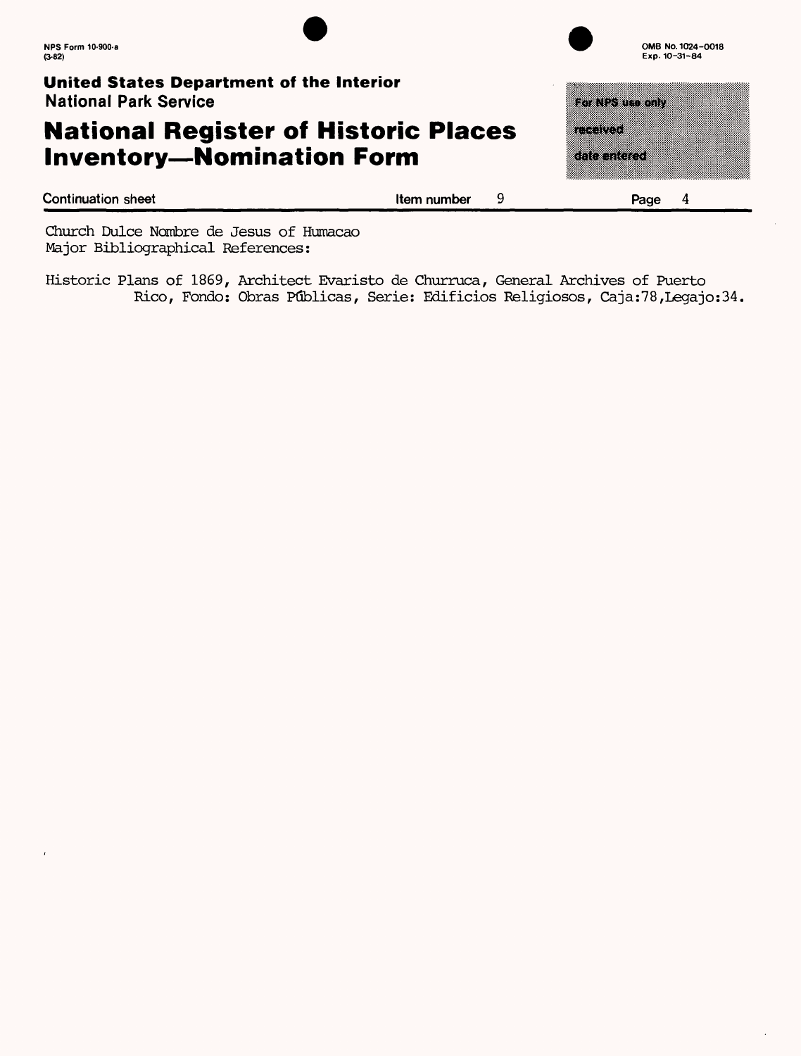**United States Department of the Interior**
National Park Service

# National Register of Historic Places Inventory—Nomination Form

For NPS use only
received
date entered

Continuation sheet — Item number 9 — Page 4

Church Dulce Nombre de Jesus of Humacao
Major Bibliographical References:

Historic Plans of 1869, Architect Evaristo de Churruca, General Archives of Puerto Rico, Fondo: Obras Públicas, Serie: Edificios Religiosos, Caja:78,Legajo:34.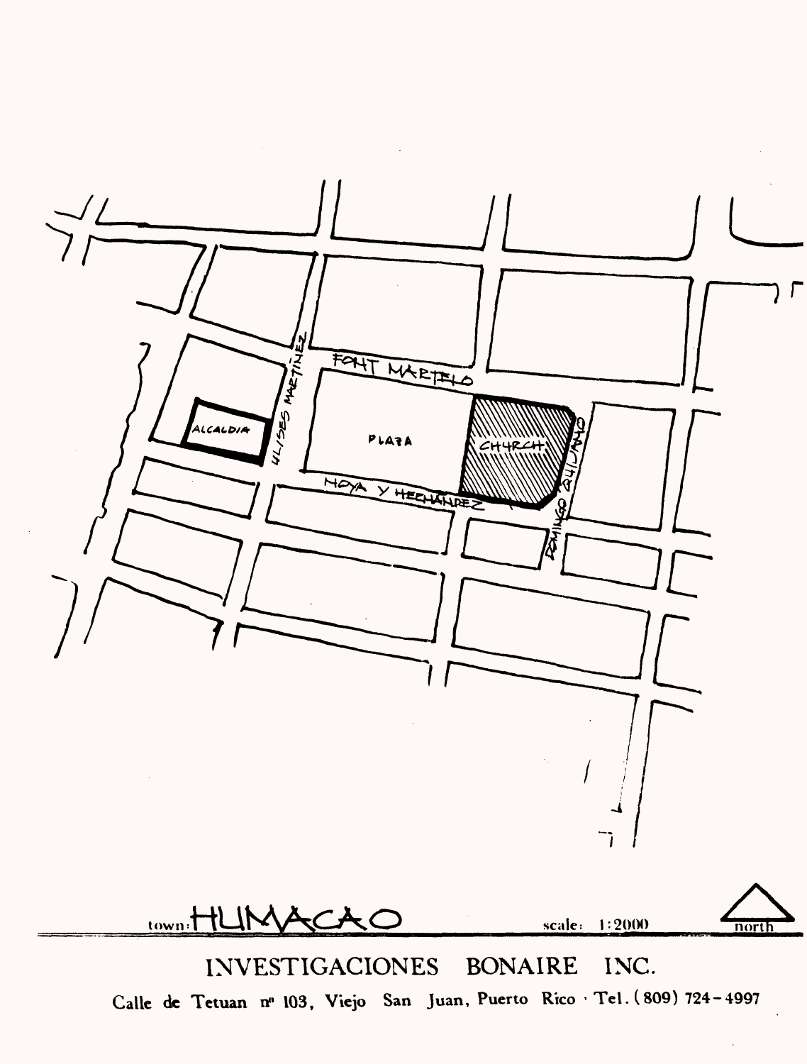FONT MARTELO

ALCALDIA

ULISES MARTINEZ

PLAZA

CHURCH

MOYA Y HERNANDEZ

DOMINGO CRUZADO

town: HUMACAO

scale: 1:2000

north

INVESTIGACIONES BONAIRE INC.

Calle de Tetuan nº 103, Viejo San Juan, Puerto Rico · Tel. (809) 724-4997